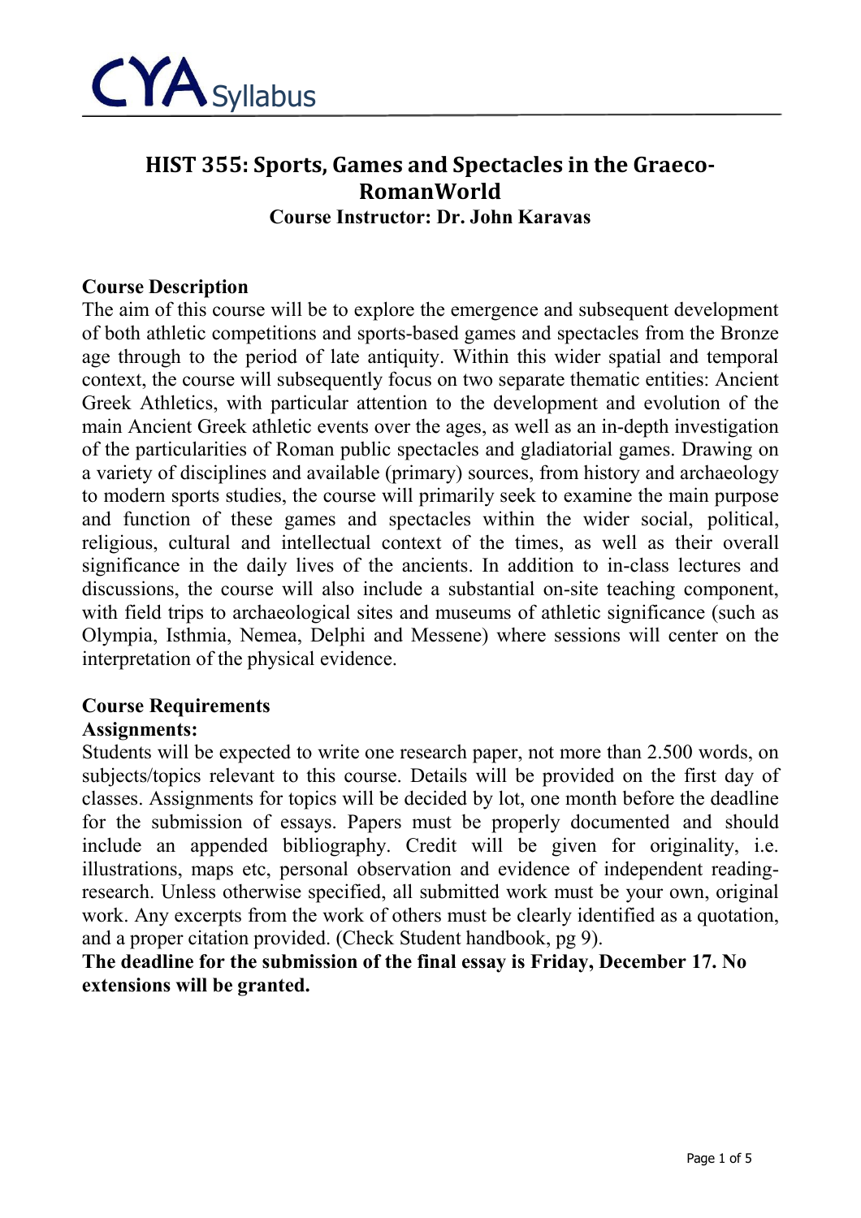CYA Syllabus

# HIST 355: Sports, Games and Spectacles in the Graeco-RomanWorld

**Course Instructor: Dr. John Karavas**

## Course Description

The aim of this course will be to explore the emergence and subsequent development of both athletic competitions and sports-based games and spectacles from the Bronze age through to the period of late antiquity. Within this wider spatial and temporal context, the course will subsequently focus on two separate thematic entities: Ancient Greek Athletics, with particular attention to the development and evolution of the main Ancient Greek athletic events over the ages, as well as an in-depth investigation of the particularities of Roman public spectacles and gladiatorial games. Drawing on a variety of disciplines and available (primary) sources, from history and archaeology to modern sports studies, the course will primarily seek to examine the main purpose and function of these games and spectacles within the wider social, political, religious, cultural and intellectual context of the times, as well as their overall significance in the daily lives of the ancients. In addition to in-class lectures and discussions, the course will also include a substantial on-site teaching component, with field trips to archaeological sites and museums of athletic significance (such as Olympia, Isthmia, Nemea, Delphi and Messene) where sessions will center on the interpretation of the physical evidence.

## Course Requirements

### Assignments:

Students will be expected to write one research paper, not more than 2.500 words, on subjects/topics relevant to this course. Details will be provided on the first day of classes. Assignments for topics will be decided by lot, one month before the deadline for the submission of essays. Papers must be properly documented and should include an appended bibliography. Credit will be given for originality, i.e. illustrations, maps etc, personal observation and evidence of independent reading-research. Unless otherwise specified, all submitted work must be your own, original work. Any excerpts from the work of others must be clearly identified as a quotation, and a proper citation provided. (Check Student handbook, pg 9).

**The deadline for the submission of the final essay is Friday, December 17. No extensions will be granted.**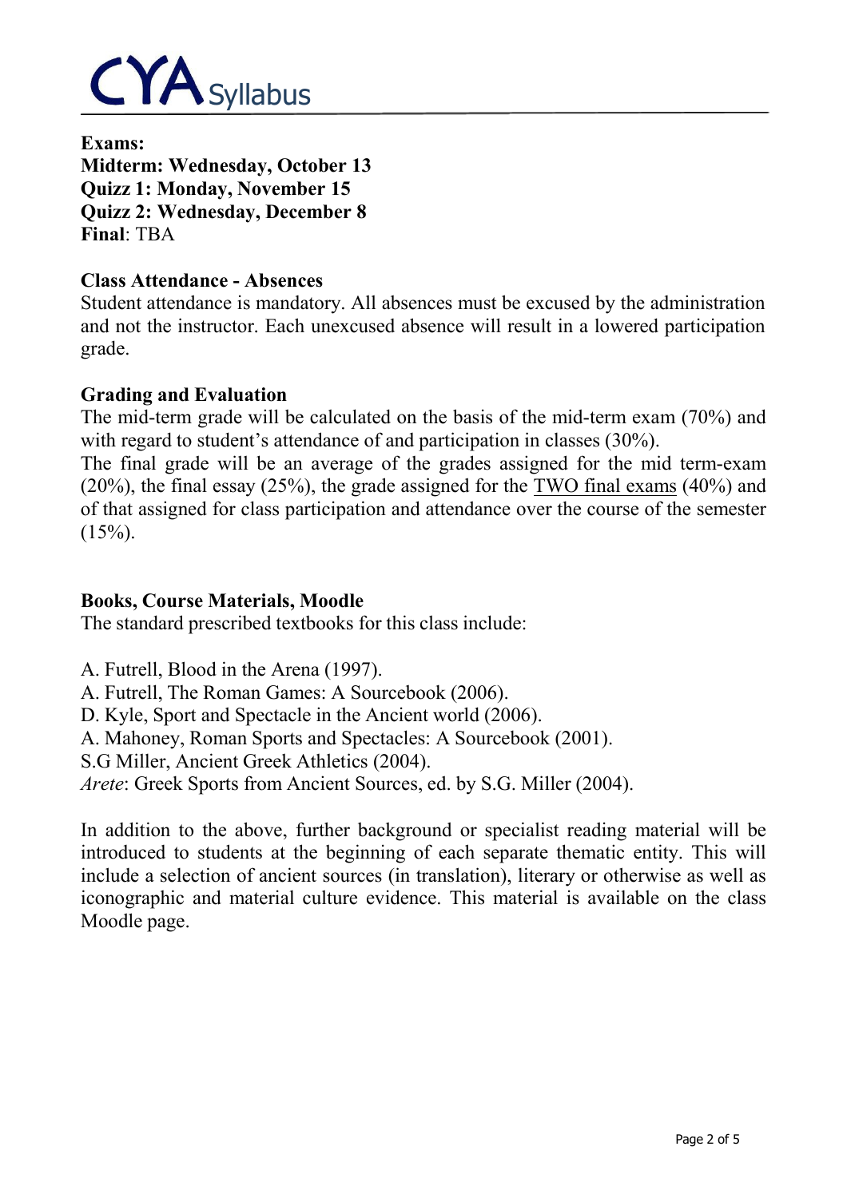**Exams:**
**Midterm: Wednesday, October 13**
**Quizz 1: Monday, November 15**
**Quizz 2: Wednesday, December 8**
**Final**: TBA

**Class Attendance - Absences**

Student attendance is mandatory. All absences must be excused by the administration and not the instructor. Each unexcused absence will result in a lowered participation grade.

**Grading and Evaluation**

The mid-term grade will be calculated on the basis of the mid-term exam (70%) and with regard to student's attendance of and participation in classes (30%).
The final grade will be an average of the grades assigned for the mid term-exam (20%), the final essay (25%), the grade assigned for the TWO final exams (40%) and of that assigned for class participation and attendance over the course of the semester (15%).

**Books, Course Materials, Moodle**

The standard prescribed textbooks for this class include:

A. Futrell, Blood in the Arena (1997).
A. Futrell, The Roman Games: A Sourcebook (2006).
D. Kyle, Sport and Spectacle in the Ancient world (2006).
A. Mahoney, Roman Sports and Spectacles: A Sourcebook (2001).
S.G Miller, Ancient Greek Athletics (2004).
*Arete*: Greek Sports from Ancient Sources, ed. by S.G. Miller (2004).

In addition to the above, further background or specialist reading material will be introduced to students at the beginning of each separate thematic entity. This will include a selection of ancient sources (in translation), literary or otherwise as well as iconographic and material culture evidence. This material is available on the class Moodle page.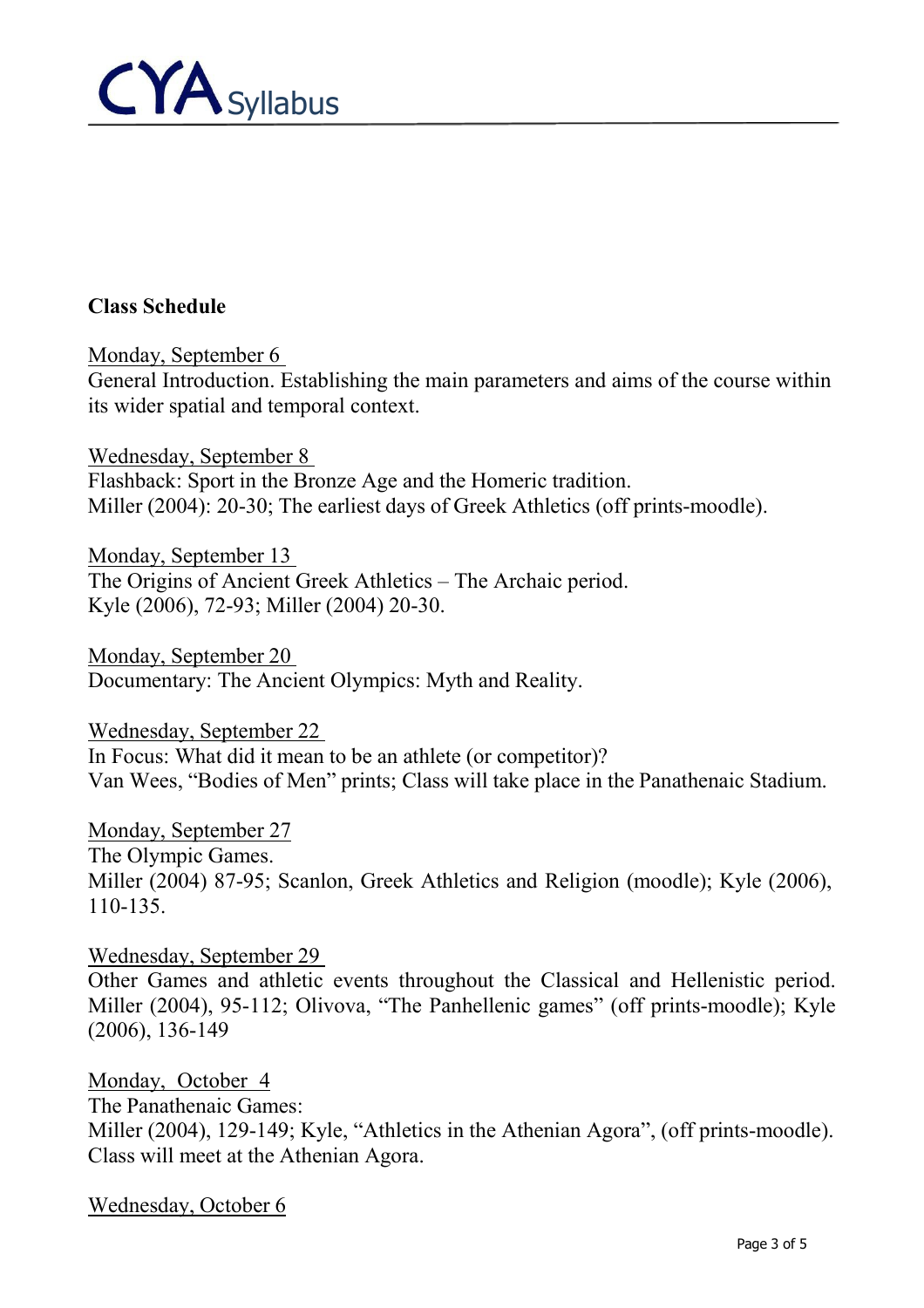**Class Schedule**

Monday, September 6
General Introduction. Establishing the main parameters and aims of the course within its wider spatial and temporal context.

Wednesday, September 8
Flashback: Sport in the Bronze Age and the Homeric tradition.
Miller (2004): 20-30; The earliest days of Greek Athletics (off prints-moodle).

Monday, September 13
The Origins of Ancient Greek Athletics – The Archaic period.
Kyle (2006), 72-93; Miller (2004) 20-30.

Monday, September 20
Documentary: The Ancient Olympics: Myth and Reality.

Wednesday, September 22
In Focus: What did it mean to be an athlete (or competitor)?
Van Wees, "Bodies of Men" prints; Class will take place in the Panathenaic Stadium.

Monday, September 27
The Olympic Games.
Miller (2004) 87-95; Scanlon, Greek Athletics and Religion (moodle); Kyle (2006), 110-135.

Wednesday, September 29
Other Games and athletic events throughout the Classical and Hellenistic period. Miller (2004), 95-112; Olivova, "The Panhellenic games" (off prints-moodle); Kyle (2006), 136-149

Monday, October 4
The Panathenaic Games:
Miller (2004), 129-149; Kyle, "Athletics in the Athenian Agora", (off prints-moodle). Class will meet at the Athenian Agora.

Wednesday, October 6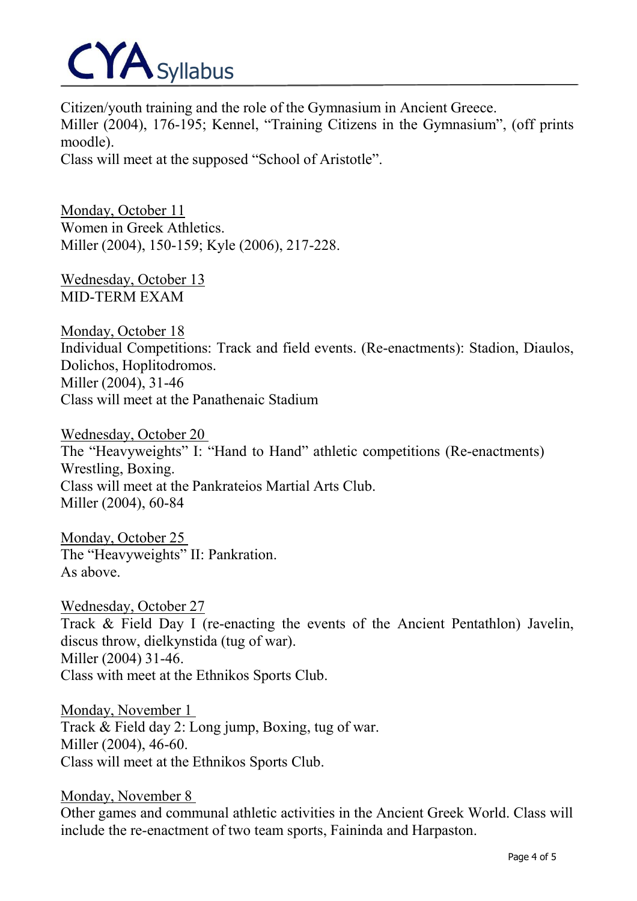Citizen/youth training and the role of the Gymnasium in Ancient Greece.
Miller (2004), 176-195; Kennel, "Training Citizens in the Gymnasium", (off prints moodle).
Class will meet at the supposed "School of Aristotle".

<u>Monday, October 11</u>
Women in Greek Athletics.
Miller (2004), 150-159; Kyle (2006), 217-228.

<u>Wednesday, October 13</u>
MID-TERM EXAM

<u>Monday, October 18</u>
Individual Competitions: Track and field events. (Re-enactments): Stadion, Diaulos, Dolichos, Hoplitodromos.
Miller (2004), 31-46
Class will meet at the Panathenaic Stadium

<u>Wednesday, October 20</u>
The "Heavyweights" I: "Hand to Hand" athletic competitions (Re-enactments) Wrestling, Boxing.
Class will meet at the Pankrateios Martial Arts Club.
Miller (2004), 60-84

<u>Monday, October 25</u>
The "Heavyweights" II: Pankration.
As above.

<u>Wednesday, October 27</u>
Track & Field Day I (re-enacting the events of the Ancient Pentathlon) Javelin, discus throw, dielkynstida (tug of war).
Miller (2004) 31-46.
Class with meet at the Ethnikos Sports Club.

<u>Monday, November 1</u>
Track & Field day 2: Long jump, Boxing, tug of war.
Miller (2004), 46-60.
Class will meet at the Ethnikos Sports Club.

<u>Monday, November 8</u>
Other games and communal athletic activities in the Ancient Greek World. Class will include the re-enactment of two team sports, Faininda and Harpaston.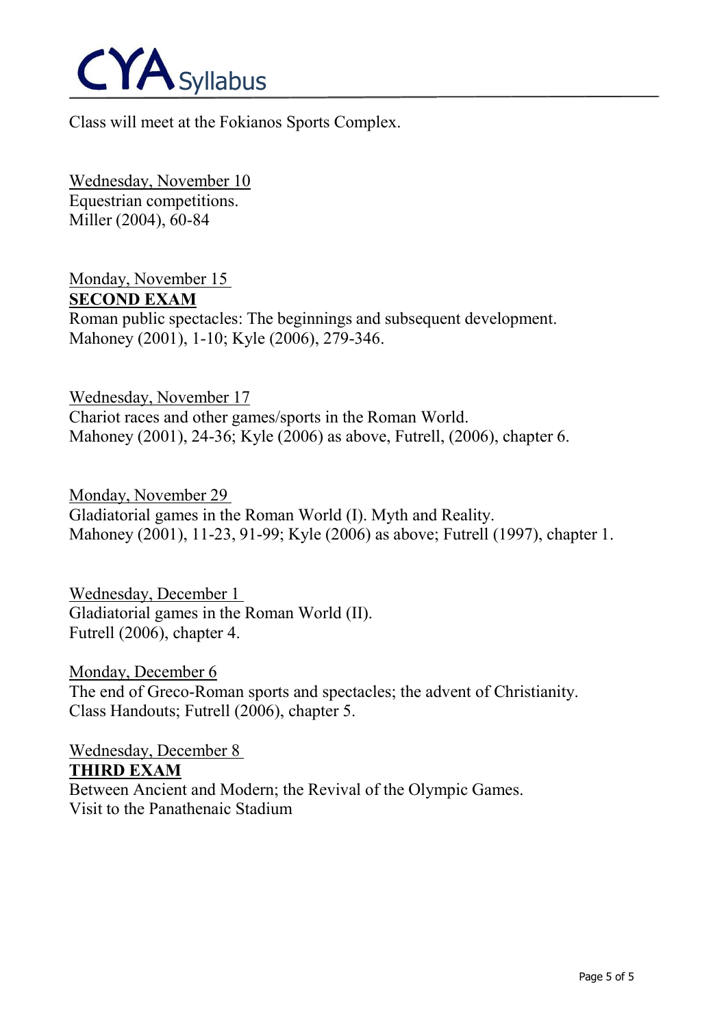Class will meet at the Fokianos Sports Complex.

Wednesday, November 10
Equestrian competitions.
Miller (2004), 60-84

Monday, November 15
**SECOND EXAM**
Roman public spectacles: The beginnings and subsequent development.
Mahoney (2001), 1-10; Kyle (2006), 279-346.

Wednesday, November 17
Chariot races and other games/sports in the Roman World.
Mahoney (2001), 24-36; Kyle (2006) as above, Futrell, (2006), chapter 6.

Monday, November 29
Gladiatorial games in the Roman World (I). Myth and Reality.
Mahoney (2001), 11-23, 91-99; Kyle (2006) as above; Futrell (1997), chapter 1.

Wednesday, December 1
Gladiatorial games in the Roman World (II).
Futrell (2006), chapter 4.

Monday, December 6
The end of Greco-Roman sports and spectacles; the advent of Christianity.
Class Handouts; Futrell (2006), chapter 5.

Wednesday, December 8
**THIRD EXAM**
Between Ancient and Modern; the Revival of the Olympic Games.
Visit to the Panathenaic Stadium